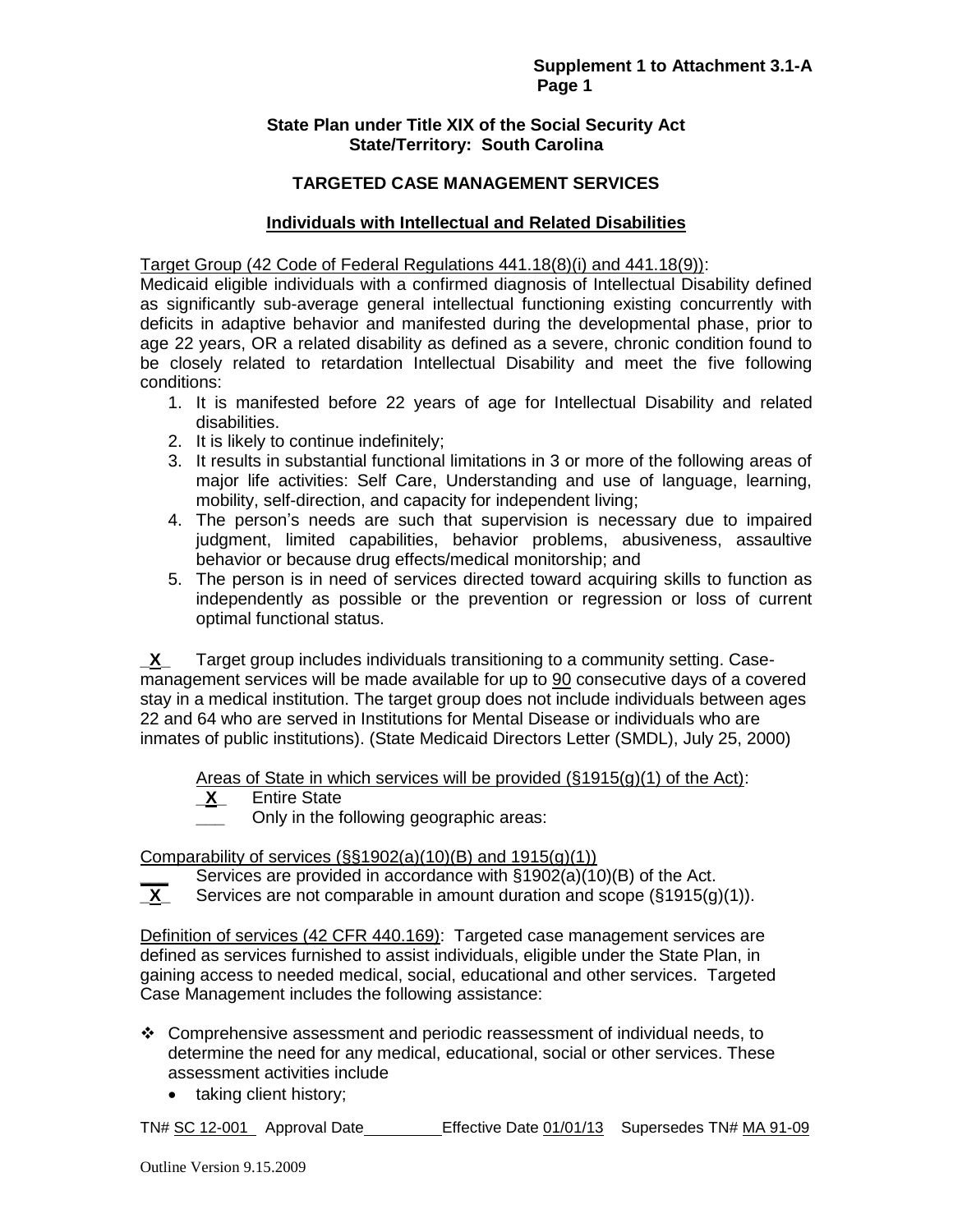**Supplement 1 to Attachment 3.1-A**
**Page 1**

**State Plan under Title XIX of the Social Security Act**
**State/Territory: South Carolina**

**TARGETED CASE MANAGEMENT SERVICES**

**Individuals with Intellectual and Related Disabilities**

Target Group (42 Code of Federal Regulations 441.18(8)(i) and 441.18(9)):
Medicaid eligible individuals with a confirmed diagnosis of Intellectual Disability defined as significantly sub-average general intellectual functioning existing concurrently with deficits in adaptive behavior and manifested during the developmental phase, prior to age 22 years, OR a related disability as defined as a severe, chronic condition found to be closely related to retardation Intellectual Disability and meet the five following conditions:

1. It is manifested before 22 years of age for Intellectual Disability and related disabilities.
2. It is likely to continue indefinitely;
3. It results in substantial functional limitations in 3 or more of the following areas of major life activities: Self Care, Understanding and use of language, learning, mobility, self-direction, and capacity for independent living;
4. The person's needs are such that supervision is necessary due to impaired judgment, limited capabilities, behavior problems, abusiveness, assaultive behavior or because drug effects/medical monitorship; and
5. The person is in need of services directed toward acquiring skills to function as independently as possible or the prevention or regression or loss of current optimal functional status.

_X_ Target group includes individuals transitioning to a community setting. Case-management services will be made available for up to 90 consecutive days of a covered stay in a medical institution. The target group does not include individuals between ages 22 and 64 who are served in Institutions for Mental Disease or individuals who are inmates of public institutions). (State Medicaid Directors Letter (SMDL), July 25, 2000)

Areas of State in which services will be provided (§1915(g)(1) of the Act):
_X_ Entire State
___ Only in the following geographic areas:

Comparability of services (§§1902(a)(10)(B) and 1915(g)(1))
___ Services are provided in accordance with §1902(a)(10)(B) of the Act.
_X_ Services are not comparable in amount duration and scope (§1915(g)(1)).

Definition of services (42 CFR 440.169): Targeted case management services are defined as services furnished to assist individuals, eligible under the State Plan, in gaining access to needed medical, social, educational and other services. Targeted Case Management includes the following assistance:

- Comprehensive assessment and periodic reassessment of individual needs, to determine the need for any medical, educational, social or other services. These assessment activities include
  - taking client history;

TN# SC 12-001 Approval Date_________ Effective Date 01/01/13 Supersedes TN# MA 91-09

Outline Version 9.15.2009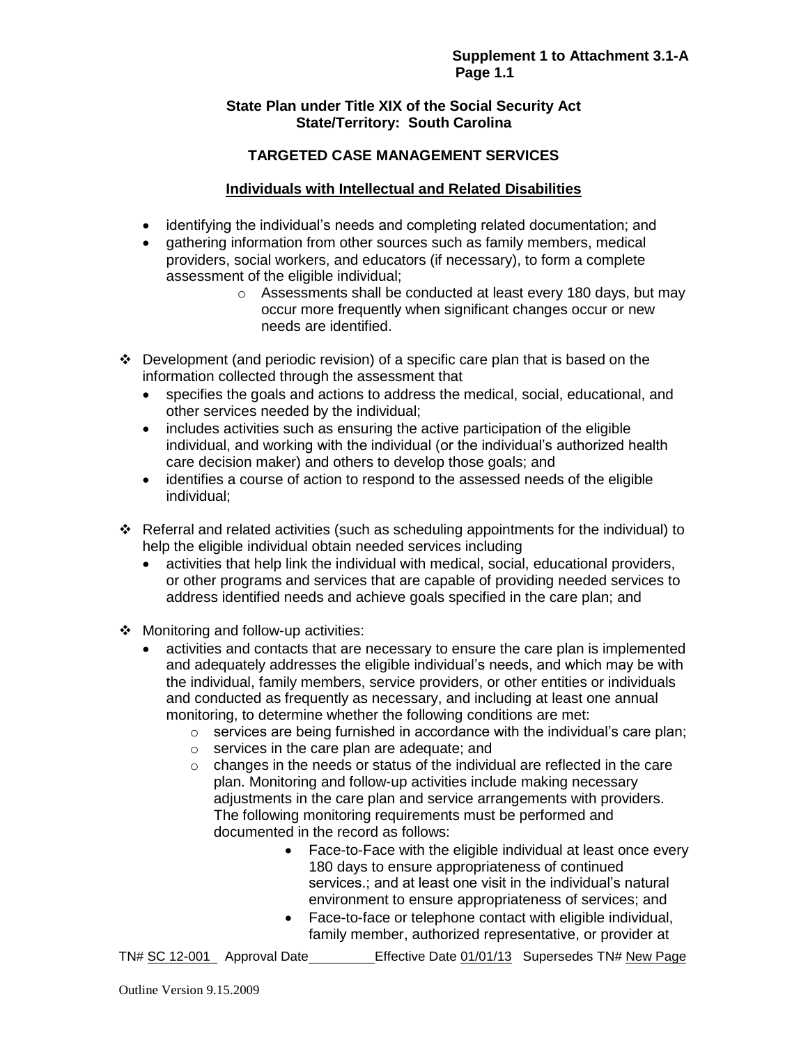**State Plan under Title XIX of the Social Security Act**
**State/Territory: South Carolina**

**TARGETED CASE MANAGEMENT SERVICES**

**Individuals with Intellectual and Related Disabilities**

- identifying the individual's needs and completing related documentation; and
- gathering information from other sources such as family members, medical providers, social workers, and educators (if necessary), to form a complete assessment of the eligible individual;
  - Assessments shall be conducted at least every 180 days, but may occur more frequently when significant changes occur or new needs are identified.

- ❖ Development (and periodic revision) of a specific care plan that is based on the information collected through the assessment that
  - specifies the goals and actions to address the medical, social, educational, and other services needed by the individual;
  - includes activities such as ensuring the active participation of the eligible individual, and working with the individual (or the individual's authorized health care decision maker) and others to develop those goals; and
  - identifies a course of action to respond to the assessed needs of the eligible individual;

- ❖ Referral and related activities (such as scheduling appointments for the individual) to help the eligible individual obtain needed services including
  - activities that help link the individual with medical, social, educational providers, or other programs and services that are capable of providing needed services to address identified needs and achieve goals specified in the care plan; and

- ❖ Monitoring and follow-up activities:
  - activities and contacts that are necessary to ensure the care plan is implemented and adequately addresses the eligible individual's needs, and which may be with the individual, family members, service providers, or other entities or individuals and conducted as frequently as necessary, and including at least one annual monitoring, to determine whether the following conditions are met:
    - services are being furnished in accordance with the individual's care plan;
    - services in the care plan are adequate; and
    - changes in the needs or status of the individual are reflected in the care plan. Monitoring and follow-up activities include making necessary adjustments in the care plan and service arrangements with providers. The following monitoring requirements must be performed and documented in the record as follows:
      - Face-to-Face with the eligible individual at least once every 180 days to ensure appropriateness of continued services.; and at least one visit in the individual's natural environment to ensure appropriateness of services; and
      - Face-to-face or telephone contact with eligible individual, family member, authorized representative, or provider at

TN# SC 12-001 Approval Date \_\_\_\_\_\_\_\_\_ Effective Date 01/01/13 Supersedes TN# New Page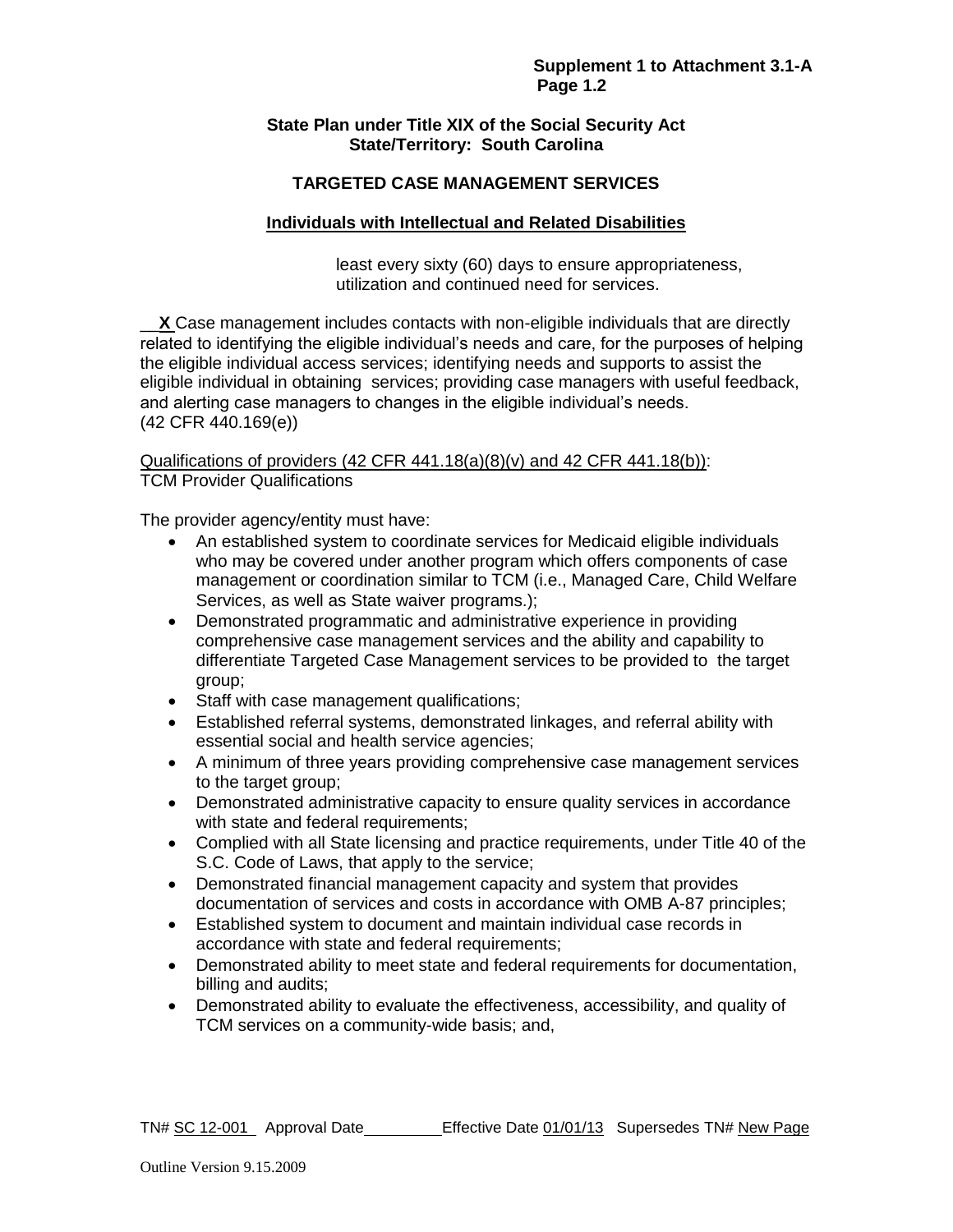**State Plan under Title XIX of the Social Security Act**
**State/Territory: South Carolina**

**TARGETED CASE MANAGEMENT SERVICES**

**Individuals with Intellectual and Related Disabilities**

least every sixty (60) days to ensure appropriateness, utilization and continued need for services.

__**X**__ Case management includes contacts with non-eligible individuals that are directly related to identifying the eligible individual's needs and care, for the purposes of helping the eligible individual access services; identifying needs and supports to assist the eligible individual in obtaining services; providing case managers with useful feedback, and alerting case managers to changes in the eligible individual's needs. (42 CFR 440.169(e))

Qualifications of providers (42 CFR 441.18(a)(8)(v) and 42 CFR 441.18(b)):
TCM Provider Qualifications

The provider agency/entity must have:

- An established system to coordinate services for Medicaid eligible individuals who may be covered under another program which offers components of case management or coordination similar to TCM (i.e., Managed Care, Child Welfare Services, as well as State waiver programs.);
- Demonstrated programmatic and administrative experience in providing comprehensive case management services and the ability and capability to differentiate Targeted Case Management services to be provided to the target group;
- Staff with case management qualifications;
- Established referral systems, demonstrated linkages, and referral ability with essential social and health service agencies;
- A minimum of three years providing comprehensive case management services to the target group;
- Demonstrated administrative capacity to ensure quality services in accordance with state and federal requirements;
- Complied with all State licensing and practice requirements, under Title 40 of the S.C. Code of Laws, that apply to the service;
- Demonstrated financial management capacity and system that provides documentation of services and costs in accordance with OMB A-87 principles;
- Established system to document and maintain individual case records in accordance with state and federal requirements;
- Demonstrated ability to meet state and federal requirements for documentation, billing and audits;
- Demonstrated ability to evaluate the effectiveness, accessibility, and quality of TCM services on a community-wide basis; and,

TN# SC 12-001 Approval Date ________ Effective Date 01/01/13 Supersedes TN# New Page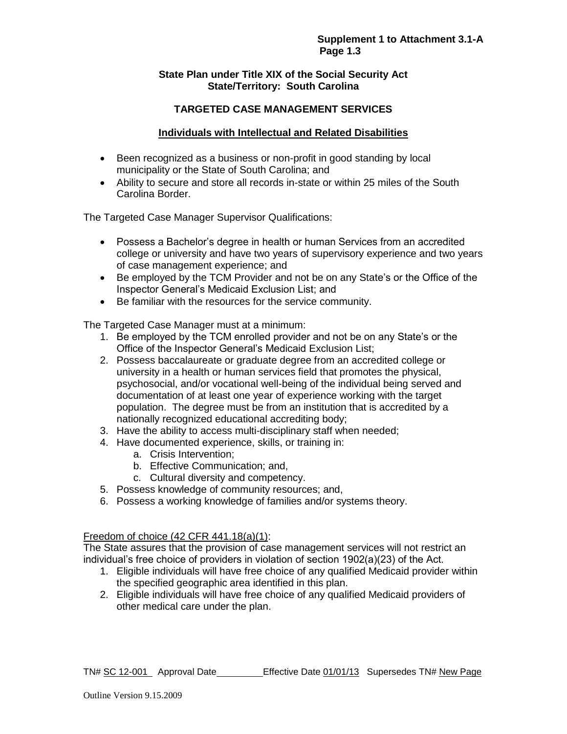**State Plan under Title XIX of the Social Security Act**
**State/Territory: South Carolina**

**TARGETED CASE MANAGEMENT SERVICES**

**Individuals with Intellectual and Related Disabilities**

- Been recognized as a business or non-profit in good standing by local municipality or the State of South Carolina; and
- Ability to secure and store all records in-state or within 25 miles of the South Carolina Border.

The Targeted Case Manager Supervisor Qualifications:

- Possess a Bachelor's degree in health or human Services from an accredited college or university and have two years of supervisory experience and two years of case management experience; and
- Be employed by the TCM Provider and not be on any State's or the Office of the Inspector General's Medicaid Exclusion List; and
- Be familiar with the resources for the service community.

The Targeted Case Manager must at a minimum:

1. Be employed by the TCM enrolled provider and not be on any State's or the Office of the Inspector General's Medicaid Exclusion List;
2. Possess baccalaureate or graduate degree from an accredited college or university in a health or human services field that promotes the physical, psychosocial, and/or vocational well-being of the individual being served and documentation of at least one year of experience working with the target population. The degree must be from an institution that is accredited by a nationally recognized educational accrediting body;
3. Have the ability to access multi-disciplinary staff when needed;
4. Have documented experience, skills, or training in:
   a. Crisis Intervention;
   b. Effective Communication; and,
   c. Cultural diversity and competency.
5. Possess knowledge of community resources; and,
6. Possess a working knowledge of families and/or systems theory.

Freedom of choice (42 CFR 441.18(a)(1):

The State assures that the provision of case management services will not restrict an individual's free choice of providers in violation of section 1902(a)(23) of the Act.

1. Eligible individuals will have free choice of any qualified Medicaid provider within the specified geographic area identified in this plan.
2. Eligible individuals will have free choice of any qualified Medicaid providers of other medical care under the plan.

TN# SC 12-001 Approval Date \_\_\_\_\_\_\_\_\_ Effective Date 01/01/13 Supersedes TN# New Page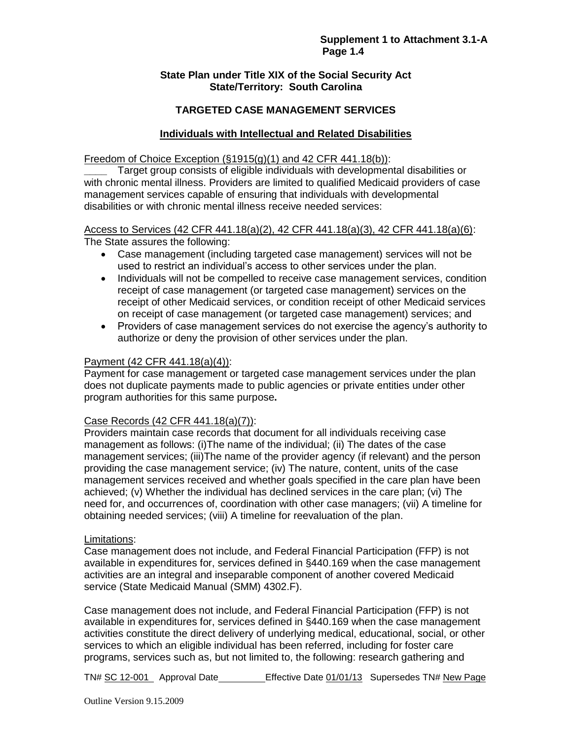**State Plan under Title XIX of the Social Security Act**
**State/Territory: South Carolina**

## TARGETED CASE MANAGEMENT SERVICES

### Individuals with Intellectual and Related Disabilities

Freedom of Choice Exception (§1915(g)(1) and 42 CFR 441.18(b)):

____ Target group consists of eligible individuals with developmental disabilities or with chronic mental illness. Providers are limited to qualified Medicaid providers of case management services capable of ensuring that individuals with developmental disabilities or with chronic mental illness receive needed services:

Access to Services (42 CFR 441.18(a)(2), 42 CFR 441.18(a)(3), 42 CFR 441.18(a)(6):
The State assures the following:

- Case management (including targeted case management) services will not be used to restrict an individual's access to other services under the plan.
- Individuals will not be compelled to receive case management services, condition receipt of case management (or targeted case management) services on the receipt of other Medicaid services, or condition receipt of other Medicaid services on receipt of case management (or targeted case management) services; and
- Providers of case management services do not exercise the agency's authority to authorize or deny the provision of other services under the plan.

Payment (42 CFR 441.18(a)(4)):
Payment for case management or targeted case management services under the plan does not duplicate payments made to public agencies or private entities under other program authorities for this same purpose**.**

Case Records (42 CFR 441.18(a)(7)):
Providers maintain case records that document for all individuals receiving case management as follows: (i)The name of the individual; (ii) The dates of the case management services; (iii)The name of the provider agency (if relevant) and the person providing the case management service; (iv) The nature, content, units of the case management services received and whether goals specified in the care plan have been achieved; (v) Whether the individual has declined services in the care plan; (vi) The need for, and occurrences of, coordination with other case managers; (vii) A timeline for obtaining needed services; (viii) A timeline for reevaluation of the plan.

Limitations:
Case management does not include, and Federal Financial Participation (FFP) is not available in expenditures for, services defined in §440.169 when the case management activities are an integral and inseparable component of another covered Medicaid service (State Medicaid Manual (SMM) 4302.F).

Case management does not include, and Federal Financial Participation (FFP) is not available in expenditures for, services defined in §440.169 when the case management activities constitute the direct delivery of underlying medical, educational, social, or other services to which an eligible individual has been referred, including for foster care programs, services such as, but not limited to, the following: research gathering and

TN# SC 12-001 Approval Date ________ Effective Date 01/01/13 Supersedes TN# New Page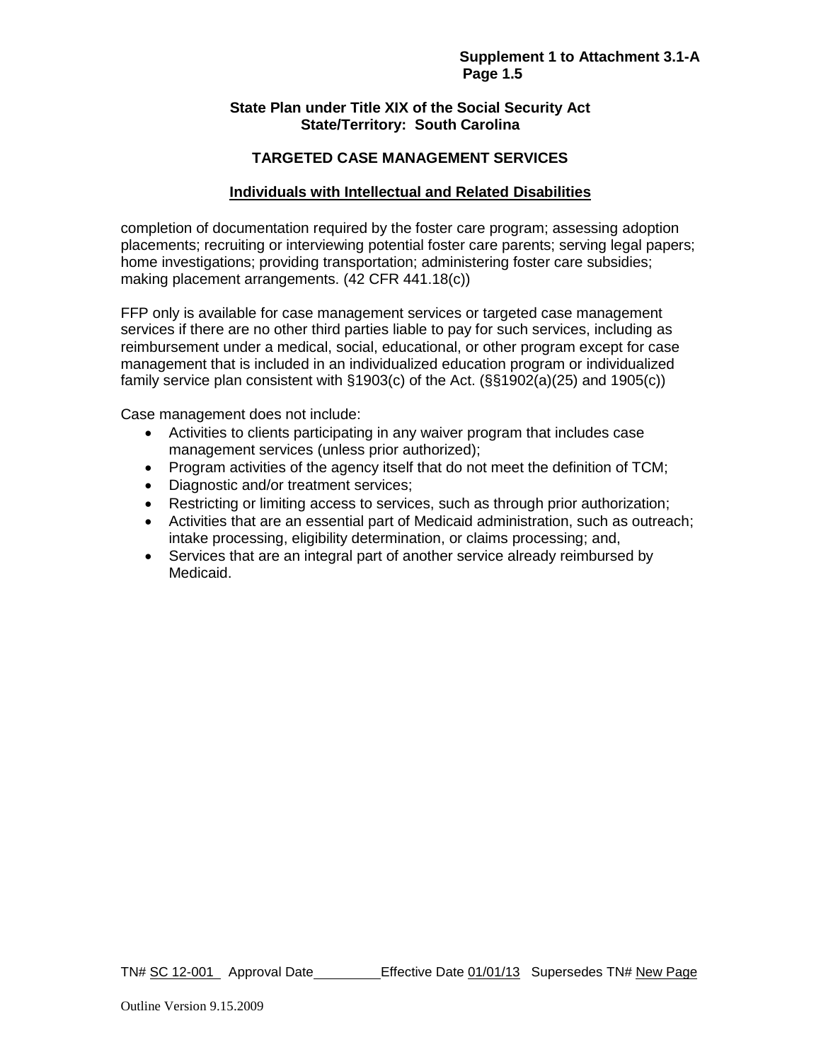**State Plan under Title XIX of the Social Security Act**
**State/Territory: South Carolina**

## TARGETED CASE MANAGEMENT SERVICES

### Individuals with Intellectual and Related Disabilities

completion of documentation required by the foster care program; assessing adoption placements; recruiting or interviewing potential foster care parents; serving legal papers; home investigations; providing transportation; administering foster care subsidies; making placement arrangements. (42 CFR 441.18(c))

FFP only is available for case management services or targeted case management services if there are no other third parties liable to pay for such services, including as reimbursement under a medical, social, educational, or other program except for case management that is included in an individualized education program or individualized family service plan consistent with §1903(c) of the Act. (§§1902(a)(25) and 1905(c))

Case management does not include:

- Activities to clients participating in any waiver program that includes case management services (unless prior authorized);
- Program activities of the agency itself that do not meet the definition of TCM;
- Diagnostic and/or treatment services;
- Restricting or limiting access to services, such as through prior authorization;
- Activities that are an essential part of Medicaid administration, such as outreach; intake processing, eligibility determination, or claims processing; and,
- Services that are an integral part of another service already reimbursed by Medicaid.